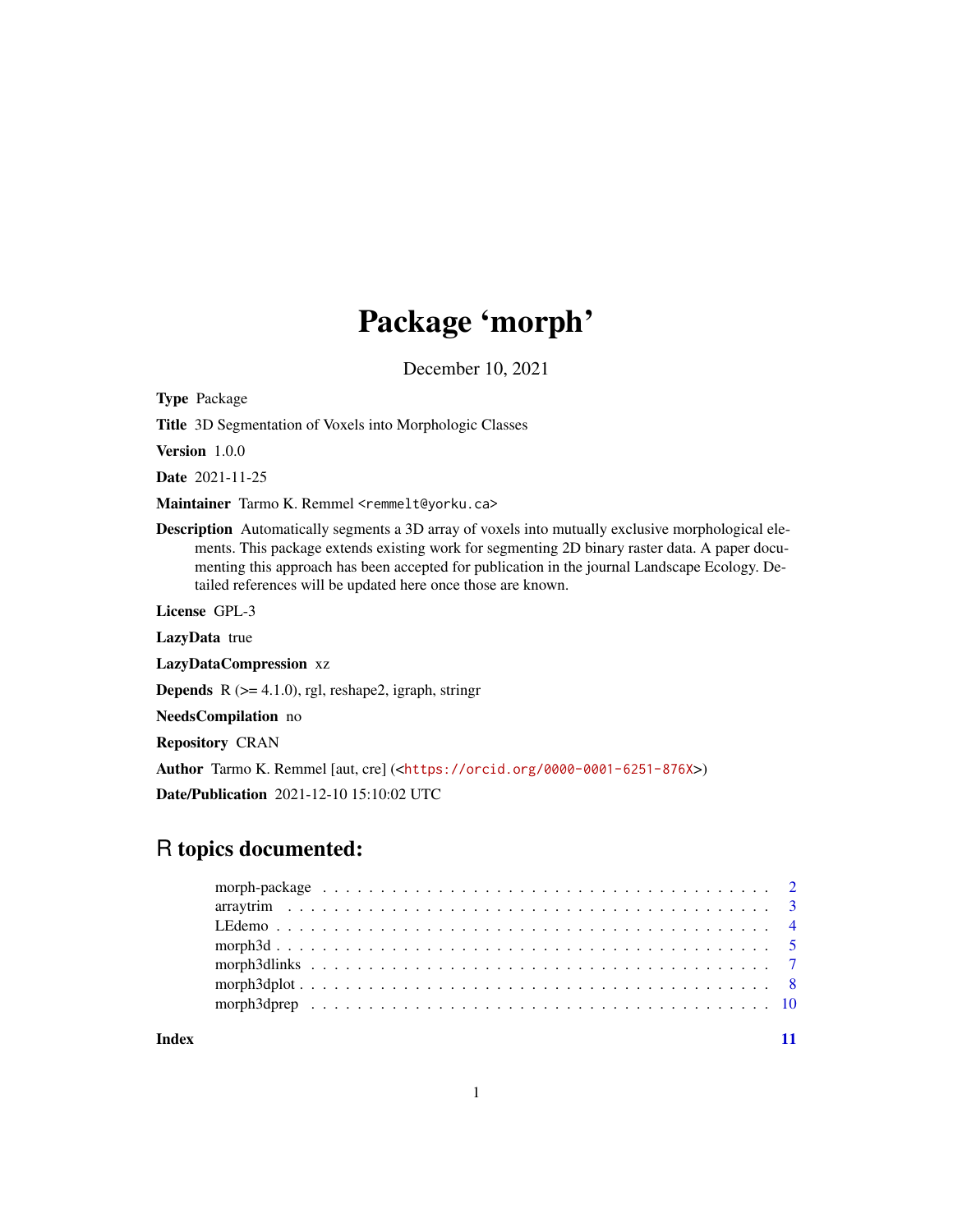# Package 'morph'

December 10, 2021

**Type** Package

**Title** 3D Segmentation of Voxels into Morphologic Classes

**Version** 1.0.0

**Date** 2021-11-25

**Maintainer** Tarmo K. Remmel <remmelt@yorku.ca>

**Description** Automatically segments a 3D array of voxels into mutually exclusive morphological elements. This package extends existing work for segmenting 2D binary raster data. A paper documenting this approach has been accepted for publication in the journal Landscape Ecology. Detailed references will be updated here once those are known.

**License** GPL-3

**LazyData** true

**LazyDataCompression** xz

**Depends** R (>= 4.1.0), rgl, reshape2, igraph, stringr

**NeedsCompilation** no

**Repository** CRAN

**Author** Tarmo K. Remmel [aut, cre] (<https://orcid.org/0000-0001-6251-876X>)

**Date/Publication** 2021-12-10 15:10:02 UTC

## R topics documented:

- morph-package . . . . . . . . . . . . . . . . . . . . . . . . . . . . . . . . . . . . . 2
- arraytrim . . . . . . . . . . . . . . . . . . . . . . . . . . . . . . . . . . . . . 3
- LEdemo . . . . . . . . . . . . . . . . . . . . . . . . . . . . . . . . . . . . . 4
- morph3d . . . . . . . . . . . . . . . . . . . . . . . . . . . . . . . . . . . . . 5
- morph3dlinks . . . . . . . . . . . . . . . . . . . . . . . . . . . . . . . . . . . . . 7
- morph3dplot . . . . . . . . . . . . . . . . . . . . . . . . . . . . . . . . . . . . . 8
- morph3dprep . . . . . . . . . . . . . . . . . . . . . . . . . . . . . . . . . . . . . 10

**Index** 11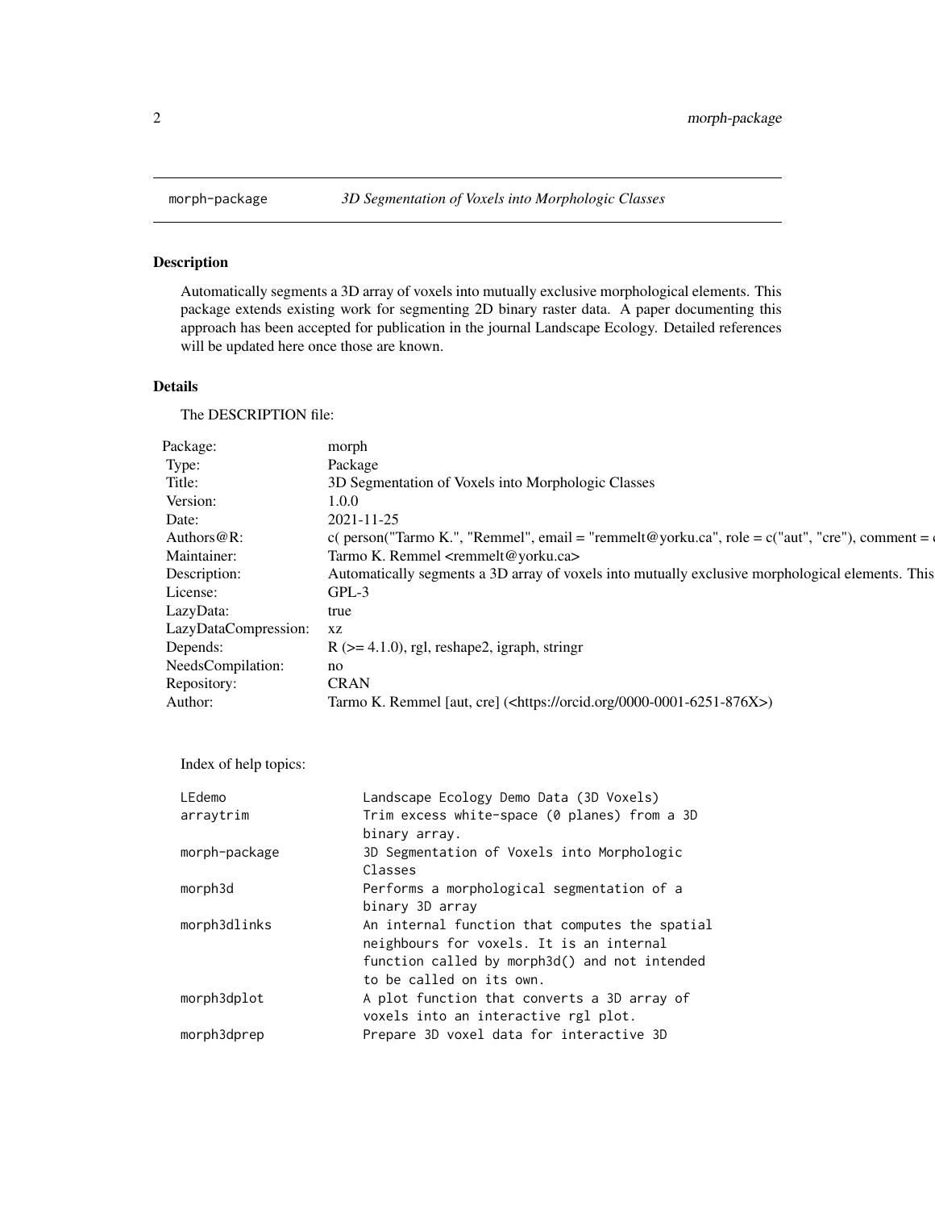# morph-package *3D Segmentation of Voxels into Morphologic Classes*

## Description

Automatically segments a 3D array of voxels into mutually exclusive morphological elements. This package extends existing work for segmenting 2D binary raster data. A paper documenting this approach has been accepted for publication in the journal Landscape Ecology. Detailed references will be updated here once those are known.

## Details

The DESCRIPTION file:

| | |
|---|---|
| Package: | morph |
| Type: | Package |
| Title: | 3D Segmentation of Voxels into Morphologic Classes |
| Version: | 1.0.0 |
| Date: | 2021-11-25 |
| Authors@R: | c( person("Tarmo K.", "Remmel", email = "remmelt@yorku.ca", role = c("aut", "cre"), comment = c |
| Maintainer: | Tarmo K. Remmel <remmelt@yorku.ca> |
| Description: | Automatically segments a 3D array of voxels into mutually exclusive morphological elements. This |
| License: | GPL-3 |
| LazyData: | true |
| LazyDataCompression: | xz |
| Depends: | R (>= 4.1.0), rgl, reshape2, igraph, stringr |
| NeedsCompilation: | no |
| Repository: | CRAN |
| Author: | Tarmo K. Remmel [aut, cre] (<https://orcid.org/0000-0001-6251-876X>) |

Index of help topics:

```
LEdemo                  Landscape Ecology Demo Data (3D Voxels)
arraytrim               Trim excess white-space (0 planes) from a 3D
                        binary array.
morph-package           3D Segmentation of Voxels into Morphologic
                        Classes
morph3d                 Performs a morphological segmentation of a
                        binary 3D array
morph3dlinks            An internal function that computes the spatial
                        neighbours for voxels. It is an internal
                        function called by morph3d() and not intended
                        to be called on its own.
morph3dplot             A plot function that converts a 3D array of
                        voxels into an interactive rgl plot.
morph3dprep             Prepare 3D voxel data for interactive 3D
```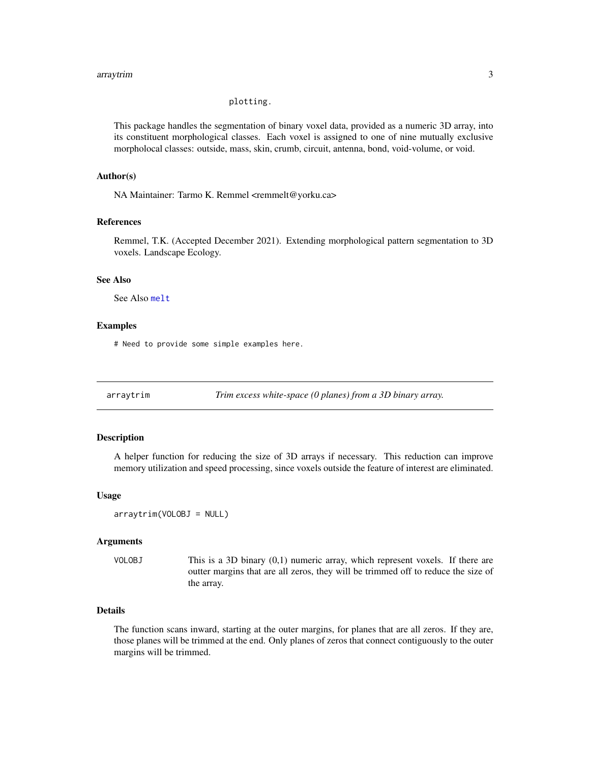```
                    plotting.
```

This package handles the segmentation of binary voxel data, provided as a numeric 3D array, into its constituent morphological classes. Each voxel is assigned to one of nine mutually exclusive morpholocal classes: outside, mass, skin, crumb, circuit, antenna, bond, void-volume, or void.

### Author(s)

NA Maintainer: Tarmo K. Remmel <remmelt@yorku.ca>

### References

Remmel, T.K. (Accepted December 2021). Extending morphological pattern segmentation to 3D voxels. Landscape Ecology.

### See Also

See Also `melt`

### Examples

```
# Need to provide some simple examples here.
```

---

## `arraytrim` — *Trim excess white-space (0 planes) from a 3D binary array.*

---

### Description

A helper function for reducing the size of 3D arrays if necessary. This reduction can improve memory utilization and speed processing, since voxels outside the feature of interest are eliminated.

### Usage

```
arraytrim(VOLOBJ = NULL)
```

### Arguments

| | |
|---|---|
| `VOLOBJ` | This is a 3D binary (0,1) numeric array, which represent voxels. If there are outter margins that are all zeros, they will be trimmed off to reduce the size of the array. |

### Details

The function scans inward, starting at the outer margins, for planes that are all zeros. If they are, those planes will be trimmed at the end. Only planes of zeros that connect contiguously to the outer margins will be trimmed.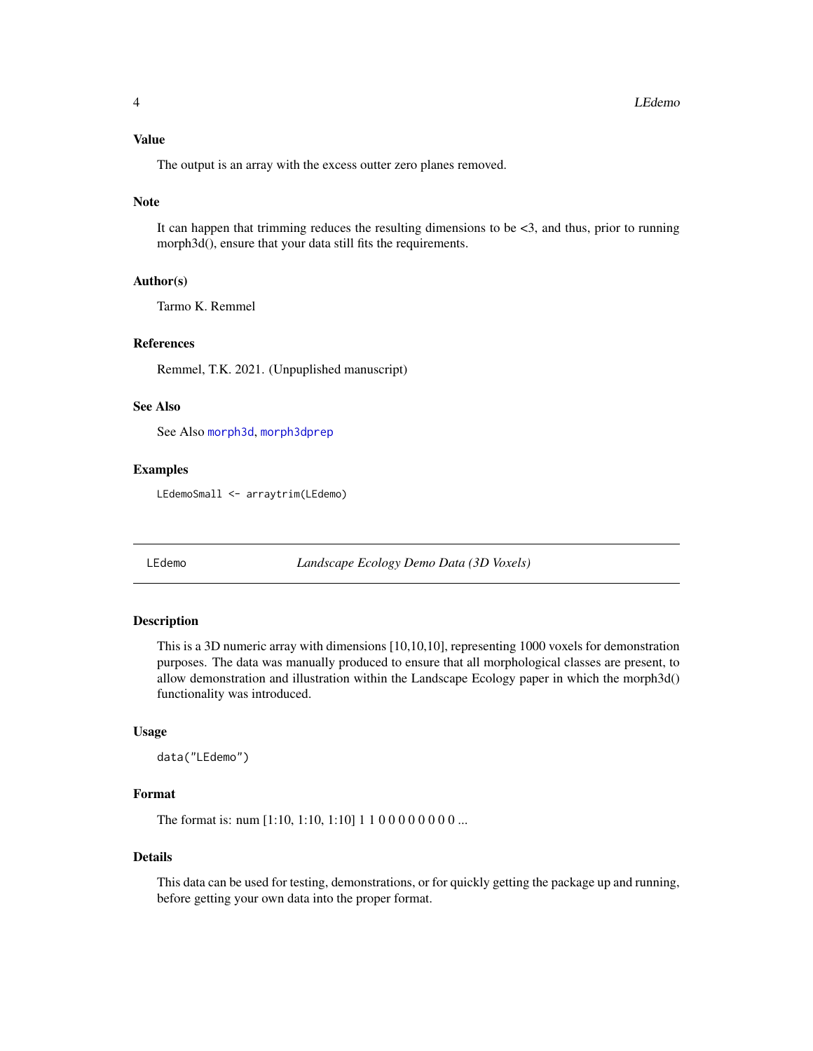### Value

The output is an array with the excess outter zero planes removed.

### Note

It can happen that trimming reduces the resulting dimensions to be <3, and thus, prior to running morph3d(), ensure that your data still fits the requirements.

### Author(s)

Tarmo K. Remmel

### References

Remmel, T.K. 2021. (Unpuplished manuscript)

### See Also

See Also morph3d, morph3dprep

### Examples

```
LEdemoSmall <- arraytrim(LEdemo)
```

---

## LEdemo *Landscape Ecology Demo Data (3D Voxels)*

---

### Description

This is a 3D numeric array with dimensions [10,10,10], representing 1000 voxels for demonstration purposes. The data was manually produced to ensure that all morphological classes are present, to allow demonstration and illustration within the Landscape Ecology paper in which the morph3d() functionality was introduced.

### Usage

```
data("LEdemo")
```

### Format

The format is: num [1:10, 1:10, 1:10] 1 1 0 0 0 0 0 0 0 0 ...

### Details

This data can be used for testing, demonstrations, or for quickly getting the package up and running, before getting your own data into the proper format.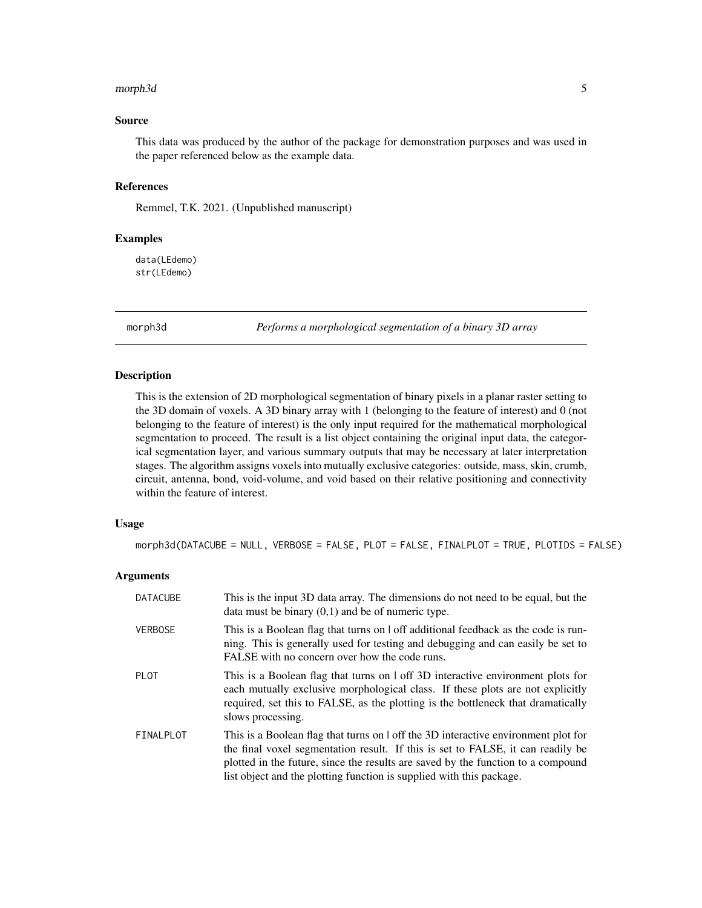### Source

This data was produced by the author of the package for demonstration purposes and was used in the paper referenced below as the example data.

### References

Remmel, T.K. 2021. (Unpublished manuscript)

### Examples

```
data(LEdemo)
str(LEdemo)
```

---

## morph3d — *Performs a morphological segmentation of a binary 3D array*

---

### Description

This is the extension of 2D morphological segmentation of binary pixels in a planar raster setting to the 3D domain of voxels. A 3D binary array with 1 (belonging to the feature of interest) and 0 (not belonging to the feature of interest) is the only input required for the mathematical morphological segmentation to proceed. The result is a list object containing the original input data, the categorical segmentation layer, and various summary outputs that may be necessary at later interpretation stages. The algorithm assigns voxels into mutually exclusive categories: outside, mass, skin, crumb, circuit, antenna, bond, void-volume, and void based on their relative positioning and connectivity within the feature of interest.

### Usage

```
morph3d(DATACUBE = NULL, VERBOSE = FALSE, PLOT = FALSE, FINALPLOT = TRUE, PLOTIDS = FALSE)
```

### Arguments

| | |
|---|---|
| DATACUBE | This is the input 3D data array. The dimensions do not need to be equal, but the data must be binary (0,1) and be of numeric type. |
| VERBOSE | This is a Boolean flag that turns on \| off additional feedback as the code is running. This is generally used for testing and debugging and can easily be set to FALSE with no concern over how the code runs. |
| PLOT | This is a Boolean flag that turns on \| off 3D interactive environment plots for each mutually exclusive morphological class. If these plots are not explicitly required, set this to FALSE, as the plotting is the bottleneck that dramatically slows processing. |
| FINALPLOT | This is a Boolean flag that turns on \| off the 3D interactive environment plot for the final voxel segmentation result. If this is set to FALSE, it can readily be plotted in the future, since the results are saved by the function to a compound list object and the plotting function is supplied with this package. |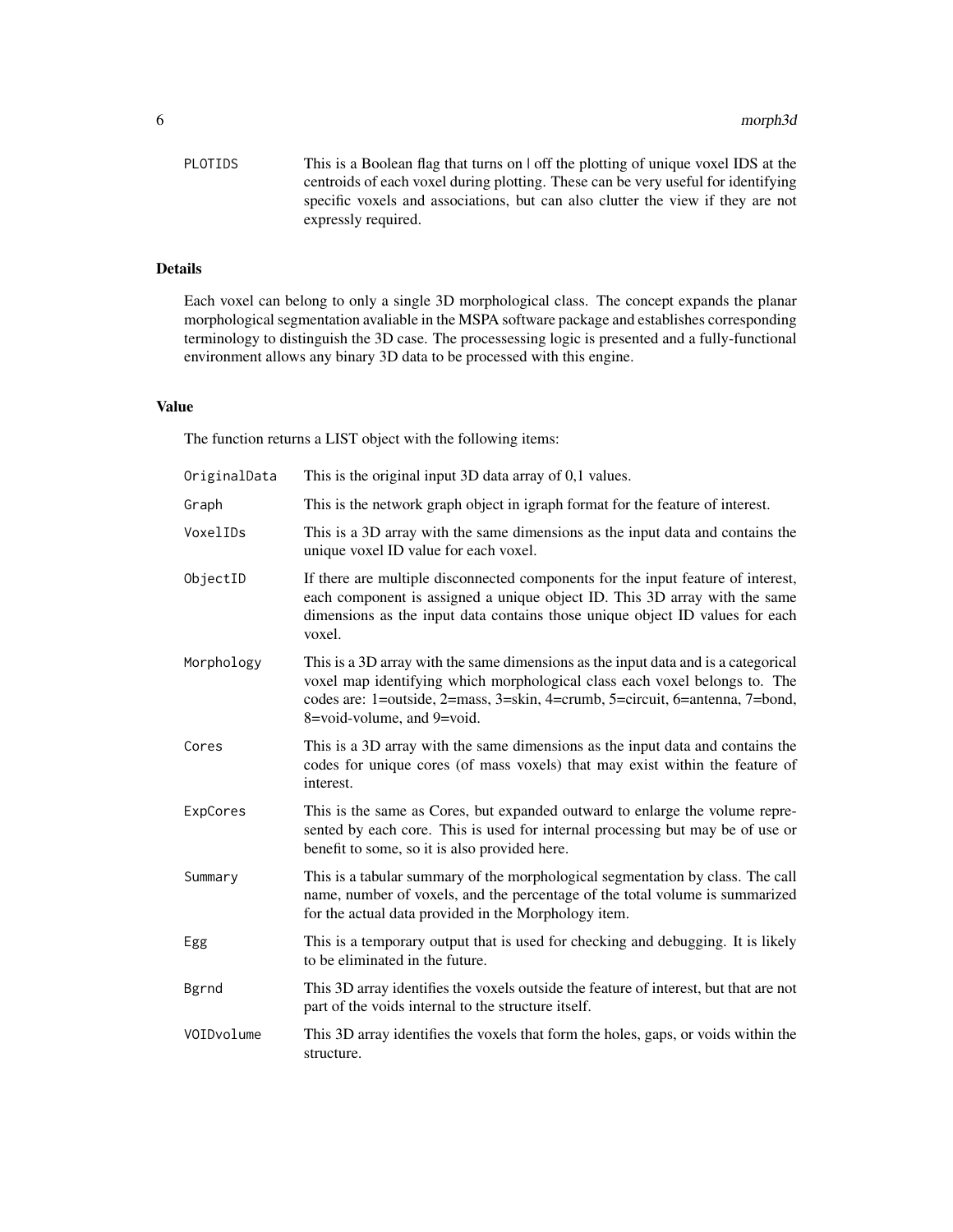PLOTIDS — This is a Boolean flag that turns on | off the plotting of unique voxel IDS at the centroids of each voxel during plotting. These can be very useful for identifying specific voxels and associations, but can also clutter the view if they are not expressly required.

### Details

Each voxel can belong to only a single 3D morphological class. The concept expands the planar morphological segmentation avaliable in the MSPA software package and establishes corresponding terminology to distinguish the 3D case. The processessing logic is presented and a fully-functional environment allows any binary 3D data to be processed with this engine.

### Value

The function returns a LIST object with the following items:

| | |
|---|---|
| OriginalData | This is the original input 3D data array of 0,1 values. |
| Graph | This is the network graph object in igraph format for the feature of interest. |
| VoxelIDs | This is a 3D array with the same dimensions as the input data and contains the unique voxel ID value for each voxel. |
| ObjectID | If there are multiple disconnected components for the input feature of interest, each component is assigned a unique object ID. This 3D array with the same dimensions as the input data contains those unique object ID values for each voxel. |
| Morphology | This is a 3D array with the same dimensions as the input data and is a categorical voxel map identifying which morphological class each voxel belongs to. The codes are: 1=outside, 2=mass, 3=skin, 4=crumb, 5=circuit, 6=antenna, 7=bond, 8=void-volume, and 9=void. |
| Cores | This is a 3D array with the same dimensions as the input data and contains the codes for unique cores (of mass voxels) that may exist within the feature of interest. |
| ExpCores | This is the same as Cores, but expanded outward to enlarge the volume represented by each core. This is used for internal processing but may be of use or benefit to some, so it is also provided here. |
| Summary | This is a tabular summary of the morphological segmentation by class. The call name, number of voxels, and the percentage of the total volume is summarized for the actual data provided in the Morphology item. |
| Egg | This is a temporary output that is used for checking and debugging. It is likely to be eliminated in the future. |
| Bgrnd | This 3D array identifies the voxels outside the feature of interest, but that are not part of the voids internal to the structure itself. |
| VOIDvolume | This 3D array identifies the voxels that form the holes, gaps, or voids within the structure. |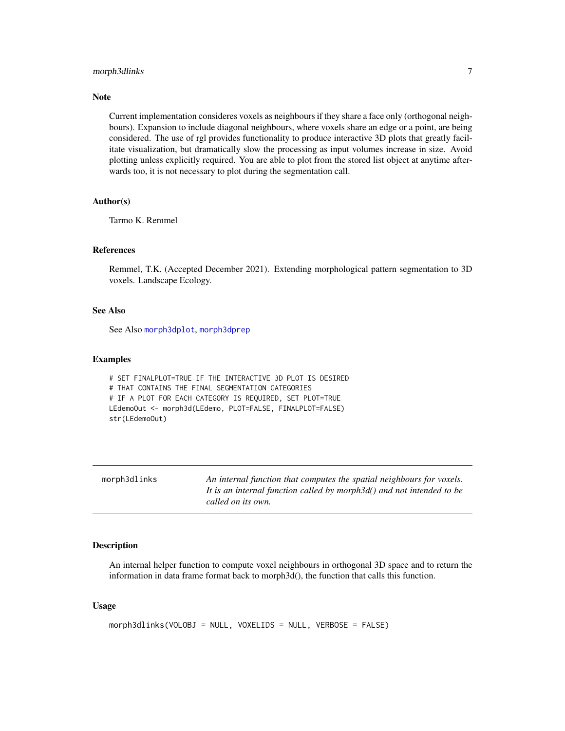## Note

Current implementation consideres voxels as neighbours if they share a face only (orthogonal neighbours). Expansion to include diagonal neighbours, where voxels share an edge or a point, are being considered. The use of rgl provides functionality to produce interactive 3D plots that greatly facilitate visualization, but dramatically slow the processing as input volumes increase in size. Avoid plotting unless explicitly required. You are able to plot from the stored list object at anytime afterwards too, it is not necessary to plot during the segmentation call.

## Author(s)

Tarmo K. Remmel

## References

Remmel, T.K. (Accepted December 2021). Extending morphological pattern segmentation to 3D voxels. Landscape Ecology.

## See Also

See Also morph3dplot, morph3dprep

## Examples

```
# SET FINALPLOT=TRUE IF THE INTERACTIVE 3D PLOT IS DESIRED
# THAT CONTAINS THE FINAL SEGMENTATION CATEGORIES
# IF A PLOT FOR EACH CATEGORY IS REQUIRED, SET PLOT=TRUE
LEdemoOut <- morph3d(LEdemo, PLOT=FALSE, FINALPLOT=FALSE)
str(LEdemoOut)
```

---

# morph3dlinks

*An internal function that computes the spatial neighbours for voxels. It is an internal function called by morph3d() and not intended to be called on its own.*

## Description

An internal helper function to compute voxel neighbours in orthogonal 3D space and to return the information in data frame format back to morph3d(), the function that calls this function.

## Usage

```
morph3dlinks(VOLOBJ = NULL, VOXELIDS = NULL, VERBOSE = FALSE)
```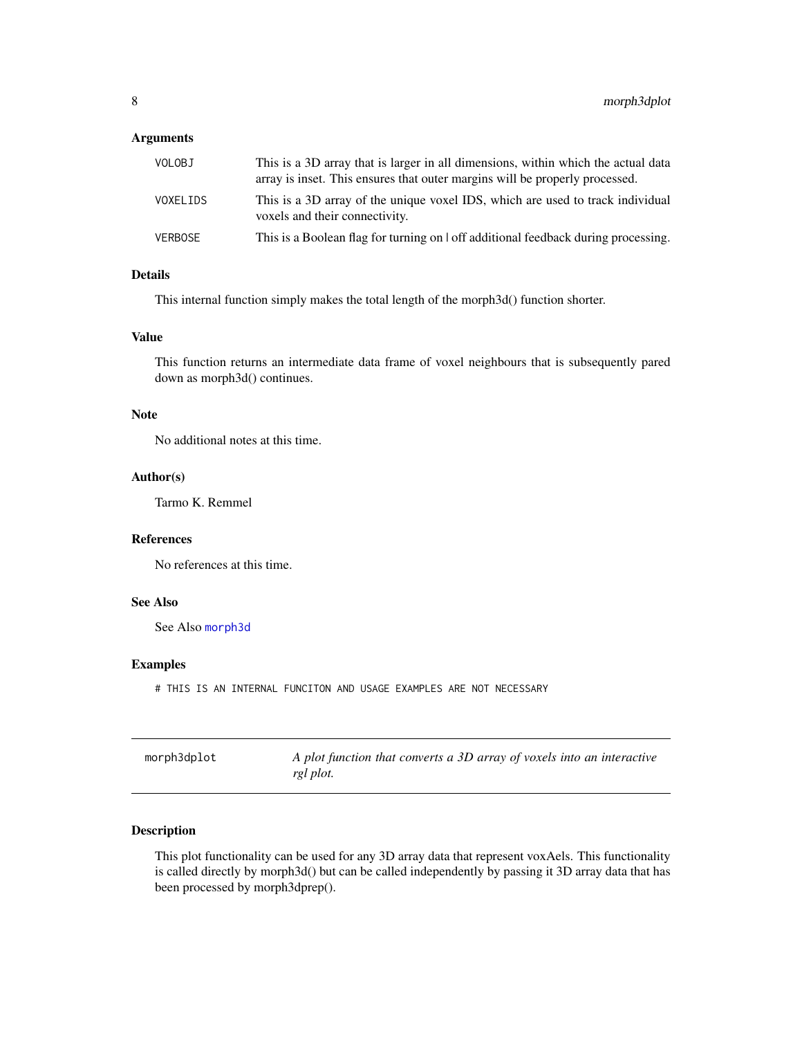### Arguments

| | |
|---|---|
| VOLOBJ | This is a 3D array that is larger in all dimensions, within which the actual data array is inset. This ensures that outer margins will be properly processed. |
| VOXELIDS | This is a 3D array of the unique voxel IDS, which are used to track individual voxels and their connectivity. |
| VERBOSE | This is a Boolean flag for turning on \| off additional feedback during processing. |

### Details

This internal function simply makes the total length of the morph3d() function shorter.

### Value

This function returns an intermediate data frame of voxel neighbours that is subsequently pared down as morph3d() continues.

### Note

No additional notes at this time.

### Author(s)

Tarmo K. Remmel

### References

No references at this time.

### See Also

See Also morph3d

### Examples

```
# THIS IS AN INTERNAL FUNCITON AND USAGE EXAMPLES ARE NOT NECESSARY
```

---

## morph3dplot — *A plot function that converts a 3D array of voxels into an interactive rgl plot.*

---

### Description

This plot functionality can be used for any 3D array data that represent voxAels. This functionality is called directly by morph3d() but can be called independently by passing it 3D array data that has been processed by morph3dprep().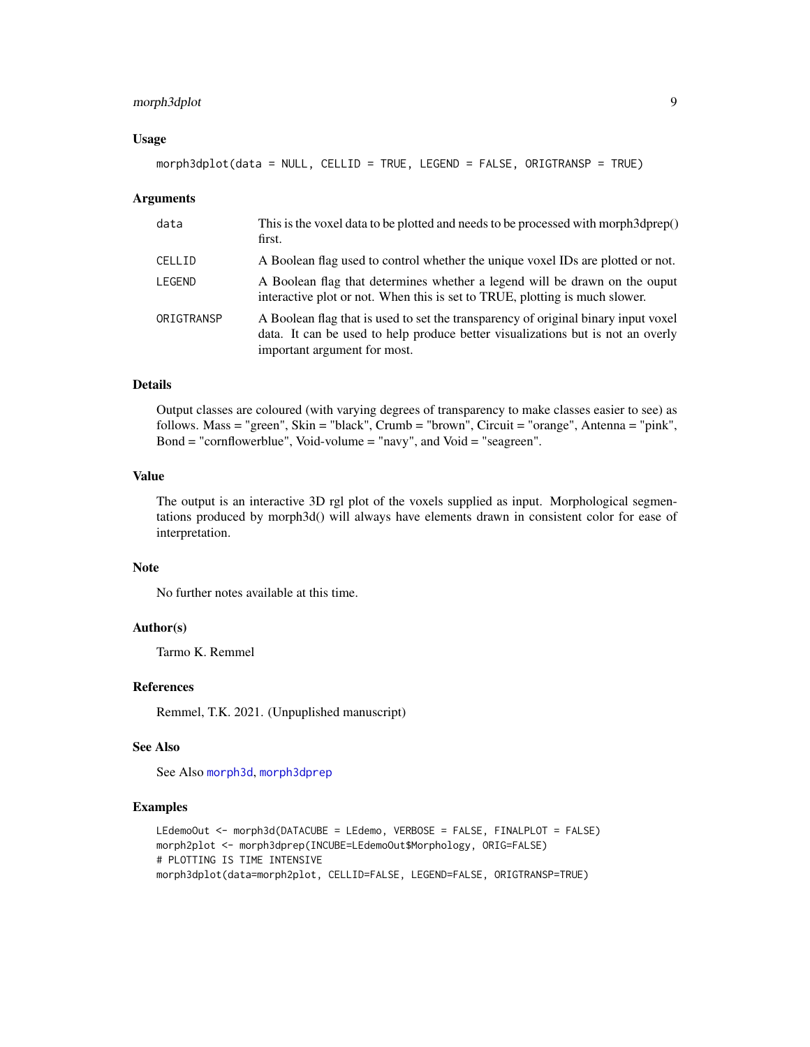## Usage

```
morph3dplot(data = NULL, CELLID = TRUE, LEGEND = FALSE, ORIGTRANSP = TRUE)
```

## Arguments

| | |
|---|---|
| data | This is the voxel data to be plotted and needs to be processed with morph3dprep() first. |
| CELLID | A Boolean flag used to control whether the unique voxel IDs are plotted or not. |
| LEGEND | A Boolean flag that determines whether a legend will be drawn on the ouput interactive plot or not. When this is set to TRUE, plotting is much slower. |
| ORIGTRANSP | A Boolean flag that is used to set the transparency of original binary input voxel data. It can be used to help produce better visualizations but is not an overly important argument for most. |

## Details

Output classes are coloured (with varying degrees of transparency to make classes easier to see) as follows. Mass = "green", Skin = "black", Crumb = "brown", Circuit = "orange", Antenna = "pink", Bond = "cornflowerblue", Void-volume = "navy", and Void = "seagreen".

## Value

The output is an interactive 3D rgl plot of the voxels supplied as input. Morphological segmentations produced by morph3d() will always have elements drawn in consistent color for ease of interpretation.

## Note

No further notes available at this time.

## Author(s)

Tarmo K. Remmel

## References

Remmel, T.K. 2021. (Unpuplished manuscript)

## See Also

See Also morph3d, morph3dprep

## Examples

```
LEdemoOut <- morph3d(DATACUBE = LEdemo, VERBOSE = FALSE, FINALPLOT = FALSE)
morph2plot <- morph3dprep(INCUBE=LEdemoOut$Morphology, ORIG=FALSE)
# PLOTTING IS TIME INTENSIVE
morph3dplot(data=morph2plot, CELLID=FALSE, LEGEND=FALSE, ORIGTRANSP=TRUE)
```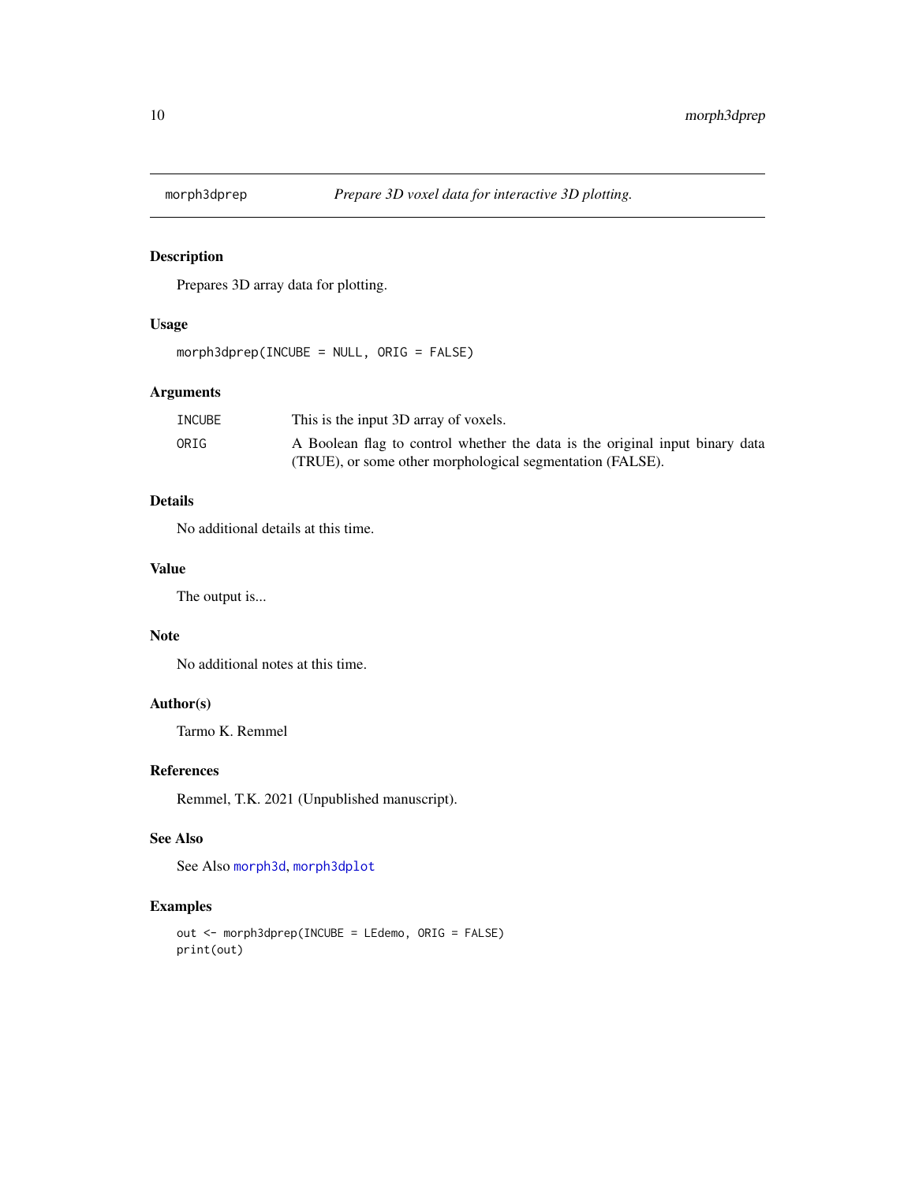`morph3dprep` *Prepare 3D voxel data for interactive 3D plotting.*

## Description

Prepares 3D array data for plotting.

## Usage

```
morph3dprep(INCUBE = NULL, ORIG = FALSE)
```

## Arguments

| | |
|---|---|
| INCUBE | This is the input 3D array of voxels. |
| ORIG | A Boolean flag to control whether the data is the original input binary data (TRUE), or some other morphological segmentation (FALSE). |

## Details

No additional details at this time.

## Value

The output is...

## Note

No additional notes at this time.

## Author(s)

Tarmo K. Remmel

## References

Remmel, T.K. 2021 (Unpublished manuscript).

## See Also

See Also `morph3d`, `morph3dplot`

## Examples

```
out <- morph3dprep(INCUBE = LEdemo, ORIG = FALSE)
print(out)
```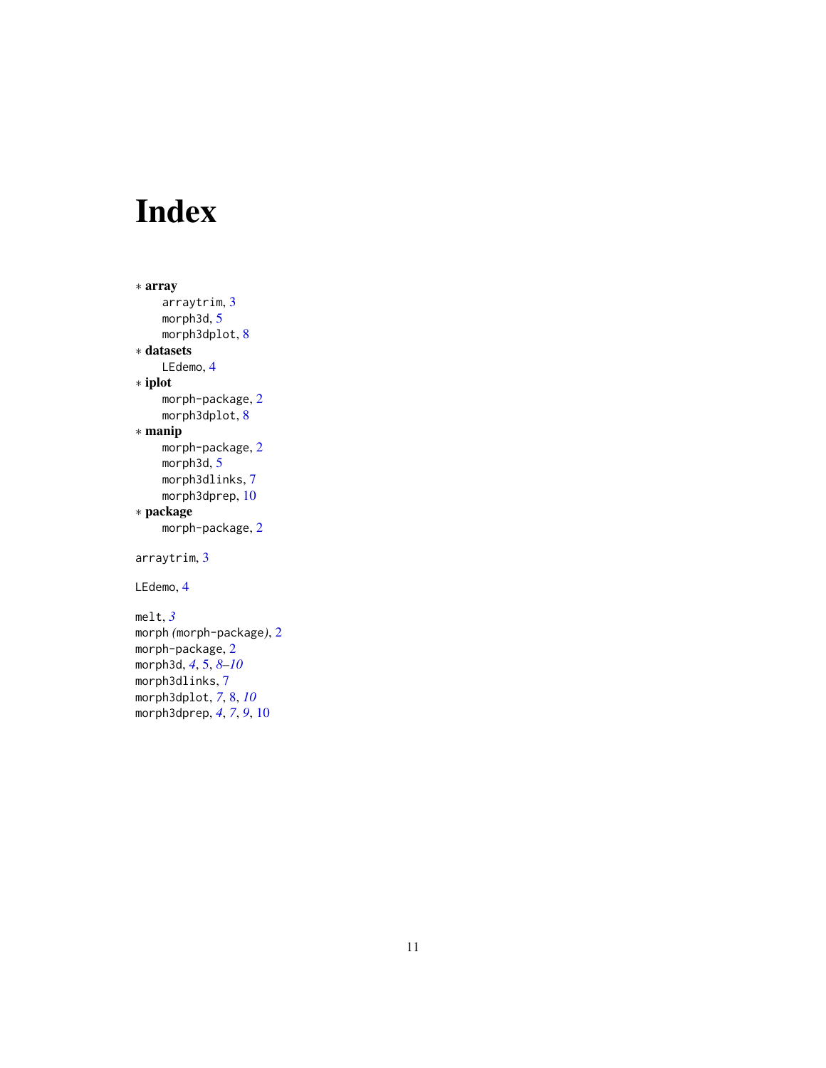# Index

∗ **array**
  arraytrim, 3
  morph3d, 5
  morph3dplot, 8
∗ **datasets**
  LEdemo, 4
∗ **iplot**
  morph-package, 2
  morph3dplot, 8
∗ **manip**
  morph-package, 2
  morph3d, 5
  morph3dlinks, 7
  morph3dprep, 10
∗ **package**
  morph-package, 2

arraytrim, 3

LEdemo, 4

melt, *3*
morph *(*morph-package*)*, 2
morph-package, 2
morph3d, *4*, 5, *8–10*
morph3dlinks, 7
morph3dplot, *7*, 8, *10*
morph3dprep, *4*, *7*, *9*, 10